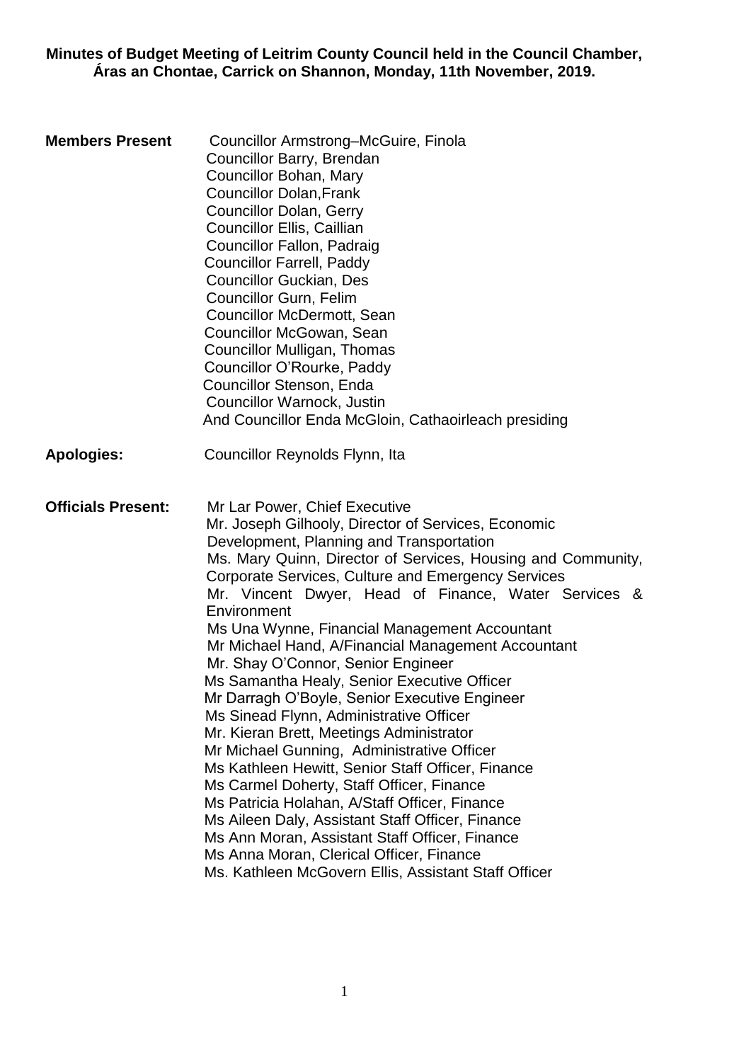**Minutes of Budget Meeting of Leitrim County Council held in the Council Chamber, Áras an Chontae, Carrick on Shannon, Monday, 11th November, 2019.**

**Members Present**

Councillor Armstrong–McGuire, Finola
Councillor Barry, Brendan
Councillor Bohan, Mary
Councillor Dolan,Frank
Councillor Dolan, Gerry
Councillor Ellis, Caillian
Councillor Fallon, Padraig
Councillor Farrell, Paddy
Councillor Guckian, Des
Councillor Gurn, Felim
Councillor McDermott, Sean
Councillor McGowan, Sean
Councillor Mulligan, Thomas
Councillor O'Rourke, Paddy
Councillor Stenson, Enda
Councillor Warnock, Justin
And Councillor Enda McGloin, Cathaoirleach presiding

**Apologies:**

Councillor Reynolds Flynn, Ita

**Officials Present:**

Mr Lar Power, Chief Executive
Mr. Joseph Gilhooly, Director of Services, Economic Development, Planning and Transportation
Ms. Mary Quinn, Director of Services, Housing and Community, Corporate Services, Culture and Emergency Services
Mr. Vincent Dwyer, Head of Finance, Water Services & Environment
Ms Una Wynne, Financial Management Accountant
Mr Michael Hand, A/Financial Management Accountant
Mr. Shay O'Connor, Senior Engineer
Ms Samantha Healy, Senior Executive Officer
Mr Darragh O'Boyle, Senior Executive Engineer
Ms Sinead Flynn, Administrative Officer
Mr. Kieran Brett, Meetings Administrator
Mr Michael Gunning, Administrative Officer
Ms Kathleen Hewitt, Senior Staff Officer, Finance
Ms Carmel Doherty, Staff Officer, Finance
Ms Patricia Holahan, A/Staff Officer, Finance
Ms Aileen Daly, Assistant Staff Officer, Finance
Ms Ann Moran, Assistant Staff Officer, Finance
Ms Anna Moran, Clerical Officer, Finance
Ms. Kathleen McGovern Ellis, Assistant Staff Officer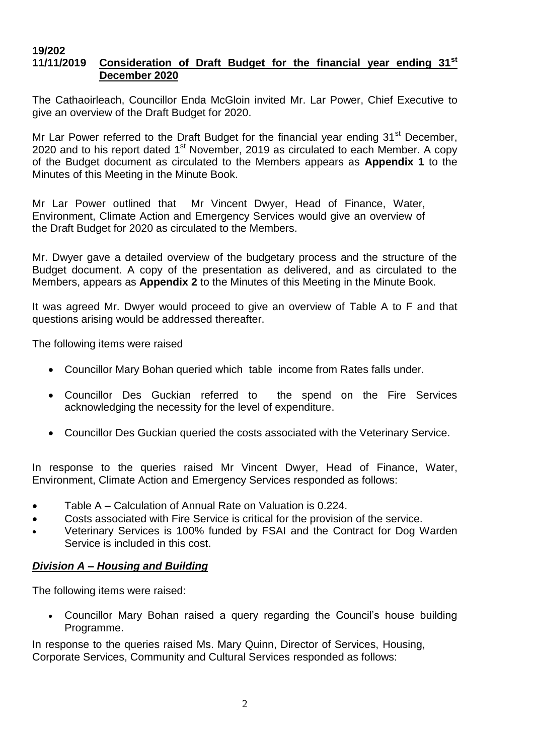**19/202**
**11/11/2019** **Consideration of Draft Budget for the financial year ending 31st December 2020**

The Cathaoirleach, Councillor Enda McGloin invited Mr. Lar Power, Chief Executive to give an overview of the Draft Budget for 2020.

Mr Lar Power referred to the Draft Budget for the financial year ending 31st December, 2020 and to his report dated 1st November, 2019 as circulated to each Member. A copy of the Budget document as circulated to the Members appears as **Appendix 1** to the Minutes of this Meeting in the Minute Book.

Mr Lar Power outlined that Mr Vincent Dwyer, Head of Finance, Water, Environment, Climate Action and Emergency Services would give an overview of the Draft Budget for 2020 as circulated to the Members.

Mr. Dwyer gave a detailed overview of the budgetary process and the structure of the Budget document. A copy of the presentation as delivered, and as circulated to the Members, appears as **Appendix 2** to the Minutes of this Meeting in the Minute Book.

It was agreed Mr. Dwyer would proceed to give an overview of Table A to F and that questions arising would be addressed thereafter.

The following items were raised

- Councillor Mary Bohan queried which table income from Rates falls under.
- Councillor Des Guckian referred to the spend on the Fire Services acknowledging the necessity for the level of expenditure.
- Councillor Des Guckian queried the costs associated with the Veterinary Service.

In response to the queries raised Mr Vincent Dwyer, Head of Finance, Water, Environment, Climate Action and Emergency Services responded as follows:

- Table A – Calculation of Annual Rate on Valuation is 0.224.
- Costs associated with Fire Service is critical for the provision of the service.
- Veterinary Services is 100% funded by FSAI and the Contract for Dog Warden Service is included in this cost.

## ***Division A – Housing and Building***

The following items were raised:

- Councillor Mary Bohan raised a query regarding the Council's house building Programme.

In response to the queries raised Ms. Mary Quinn, Director of Services, Housing, Corporate Services, Community and Cultural Services responded as follows: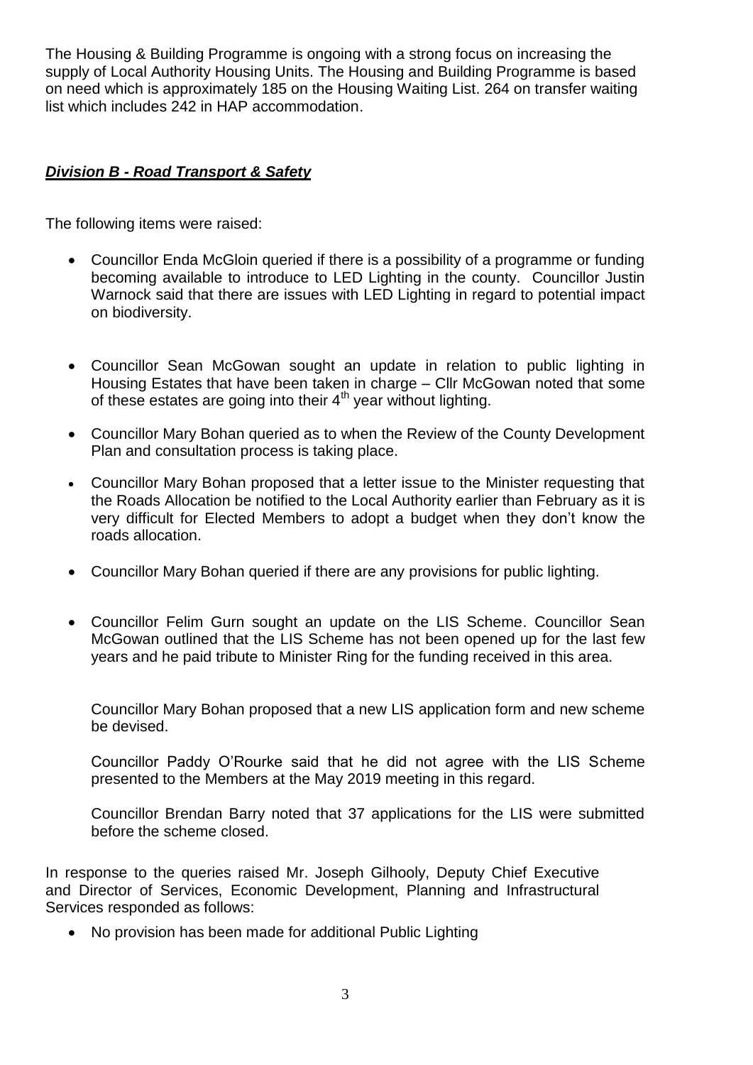The Housing & Building Programme is ongoing with a strong focus on increasing the supply of Local Authority Housing Units. The Housing and Building Programme is based on need which is approximately 185 on the Housing Waiting List. 264 on transfer waiting list which includes 242 in HAP accommodation.

***Division B - Road Transport & Safety***

The following items were raised:

- Councillor Enda McGloin queried if there is a possibility of a programme or funding becoming available to introduce to LED Lighting in the county. Councillor Justin Warnock said that there are issues with LED Lighting in regard to potential impact on biodiversity.
- Councillor Sean McGowan sought an update in relation to public lighting in Housing Estates that have been taken in charge – Cllr McGowan noted that some of these estates are going into their 4th year without lighting.
- Councillor Mary Bohan queried as to when the Review of the County Development Plan and consultation process is taking place.
- Councillor Mary Bohan proposed that a letter issue to the Minister requesting that the Roads Allocation be notified to the Local Authority earlier than February as it is very difficult for Elected Members to adopt a budget when they don't know the roads allocation.
- Councillor Mary Bohan queried if there are any provisions for public lighting.
- Councillor Felim Gurn sought an update on the LIS Scheme. Councillor Sean McGowan outlined that the LIS Scheme has not been opened up for the last few years and he paid tribute to Minister Ring for the funding received in this area.

  Councillor Mary Bohan proposed that a new LIS application form and new scheme be devised.

  Councillor Paddy O'Rourke said that he did not agree with the LIS Scheme presented to the Members at the May 2019 meeting in this regard.

  Councillor Brendan Barry noted that 37 applications for the LIS were submitted before the scheme closed.

In response to the queries raised Mr. Joseph Gilhooly, Deputy Chief Executive and Director of Services, Economic Development, Planning and Infrastructural Services responded as follows:

- No provision has been made for additional Public Lighting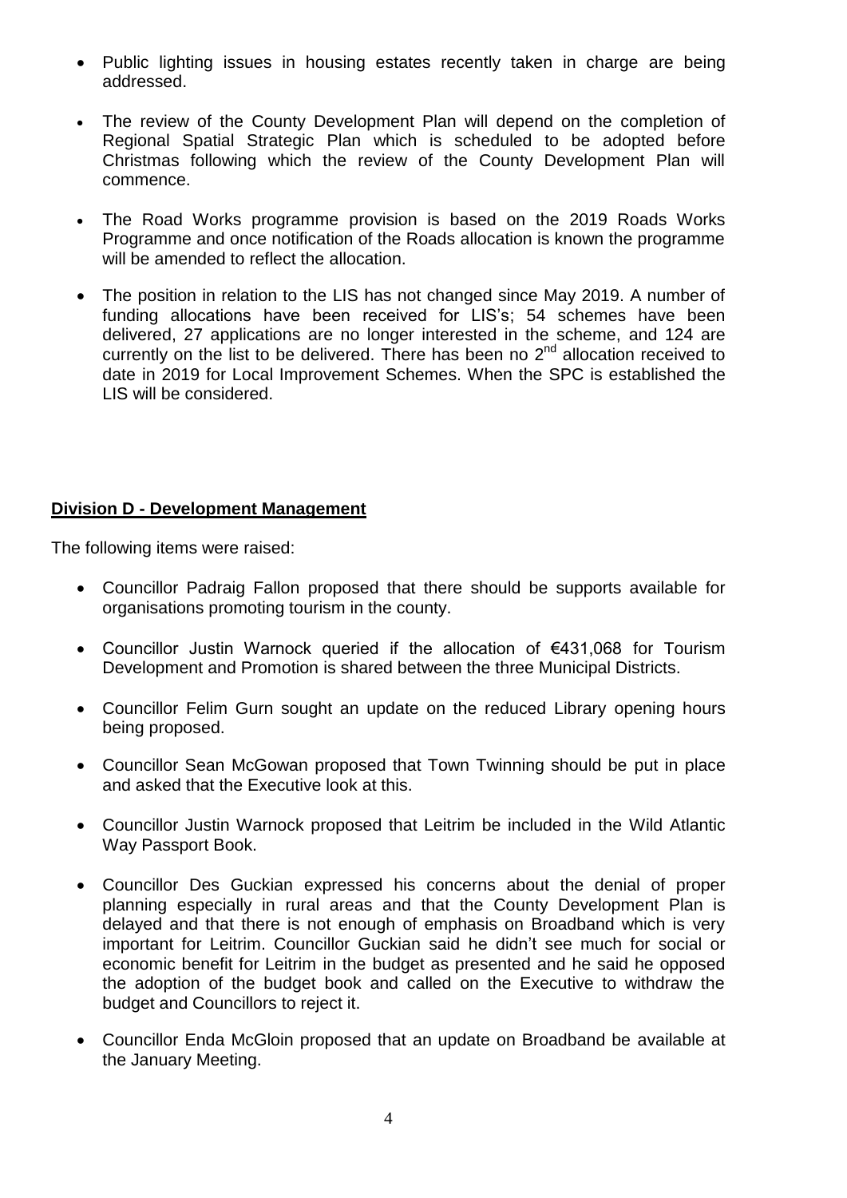- Public lighting issues in housing estates recently taken in charge are being addressed.

- The review of the County Development Plan will depend on the completion of Regional Spatial Strategic Plan which is scheduled to be adopted before Christmas following which the review of the County Development Plan will commence.

- The Road Works programme provision is based on the 2019 Roads Works Programme and once notification of the Roads allocation is known the programme will be amended to reflect the allocation.

- The position in relation to the LIS has not changed since May 2019. A number of funding allocations have been received for LIS's; 54 schemes have been delivered, 27 applications are no longer interested in the scheme, and 124 are currently on the list to be delivered. There has been no 2nd allocation received to date in 2019 for Local Improvement Schemes. When the SPC is established the LIS will be considered.

**Division D - Development Management**

The following items were raised:

- Councillor Padraig Fallon proposed that there should be supports available for organisations promoting tourism in the county.

- Councillor Justin Warnock queried if the allocation of €431,068 for Tourism Development and Promotion is shared between the three Municipal Districts.

- Councillor Felim Gurn sought an update on the reduced Library opening hours being proposed.

- Councillor Sean McGowan proposed that Town Twinning should be put in place and asked that the Executive look at this.

- Councillor Justin Warnock proposed that Leitrim be included in the Wild Atlantic Way Passport Book.

- Councillor Des Guckian expressed his concerns about the denial of proper planning especially in rural areas and that the County Development Plan is delayed and that there is not enough of emphasis on Broadband which is very important for Leitrim. Councillor Guckian said he didn't see much for social or economic benefit for Leitrim in the budget as presented and he said he opposed the adoption of the budget book and called on the Executive to withdraw the budget and Councillors to reject it.

- Councillor Enda McGloin proposed that an update on Broadband be available at the January Meeting.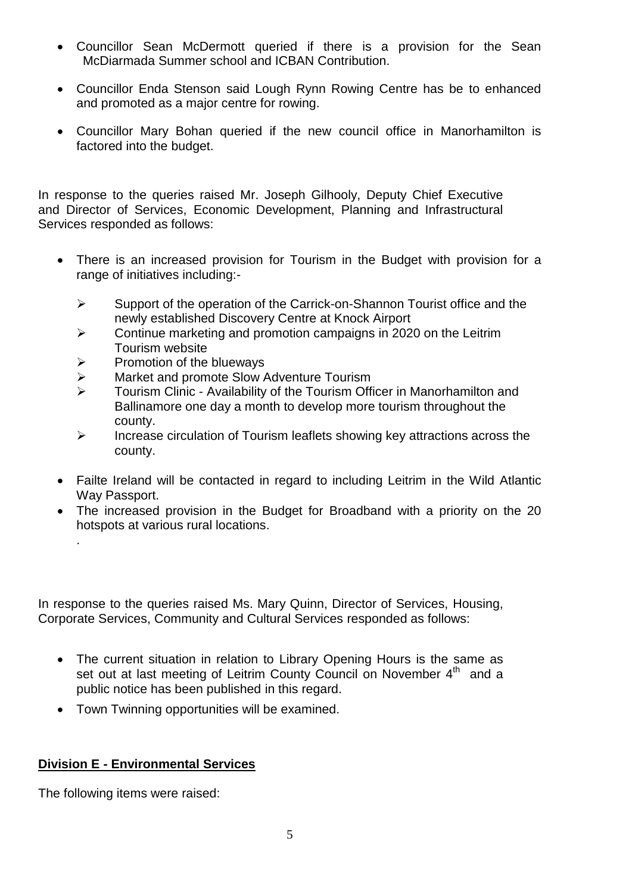- Councillor Sean McDermott queried if there is a provision for the Sean McDiarmada Summer school and ICBAN Contribution.
- Councillor Enda Stenson said Lough Rynn Rowing Centre has be to enhanced and promoted as a major centre for rowing.
- Councillor Mary Bohan queried if the new council office in Manorhamilton is factored into the budget.

In response to the queries raised Mr. Joseph Gilhooly, Deputy Chief Executive and Director of Services, Economic Development, Planning and Infrastructural Services responded as follows:

- There is an increased provision for Tourism in the Budget with provision for a range of initiatives including:-
  - Support of the operation of the Carrick-on-Shannon Tourist office and the newly established Discovery Centre at Knock Airport
  - Continue marketing and promotion campaigns in 2020 on the Leitrim Tourism website
  - Promotion of the blueways
  - Market and promote Slow Adventure Tourism
  - Tourism Clinic - Availability of the Tourism Officer in Manorhamilton and Ballinamore one day a month to develop more tourism throughout the county.
  - Increase circulation of Tourism leaflets showing key attractions across the county.
- Failte Ireland will be contacted in regard to including Leitrim in the Wild Atlantic Way Passport.
- The increased provision in the Budget for Broadband with a priority on the 20 hotspots at various rural locations.

In response to the queries raised Ms. Mary Quinn, Director of Services, Housing, Corporate Services, Community and Cultural Services responded as follows:

- The current situation in relation to Library Opening Hours is the same as set out at last meeting of Leitrim County Council on November 4th and a public notice has been published in this regard.
- Town Twinning opportunities will be examined.

**Division E - Environmental Services**

The following items were raised: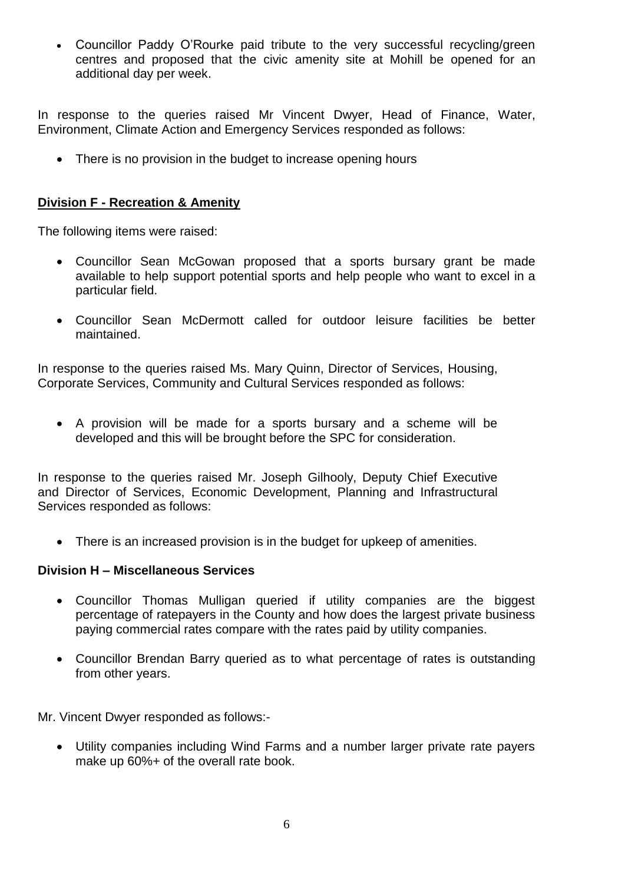- Councillor Paddy O'Rourke paid tribute to the very successful recycling/green centres and proposed that the civic amenity site at Mohill be opened for an additional day per week.

In response to the queries raised Mr Vincent Dwyer, Head of Finance, Water, Environment, Climate Action and Emergency Services responded as follows:

- There is no provision in the budget to increase opening hours

**Division F - Recreation & Amenity**

The following items were raised:

- Councillor Sean McGowan proposed that a sports bursary grant be made available to help support potential sports and help people who want to excel in a particular field.

- Councillor Sean McDermott called for outdoor leisure facilities be better maintained.

In response to the queries raised Ms. Mary Quinn, Director of Services, Housing, Corporate Services, Community and Cultural Services responded as follows:

- A provision will be made for a sports bursary and a scheme will be developed and this will be brought before the SPC for consideration.

In response to the queries raised Mr. Joseph Gilhooly, Deputy Chief Executive and Director of Services, Economic Development, Planning and Infrastructural Services responded as follows:

- There is an increased provision is in the budget for upkeep of amenities.

**Division H – Miscellaneous Services**

- Councillor Thomas Mulligan queried if utility companies are the biggest percentage of ratepayers in the County and how does the largest private business paying commercial rates compare with the rates paid by utility companies.

- Councillor Brendan Barry queried as to what percentage of rates is outstanding from other years.

Mr. Vincent Dwyer responded as follows:-

- Utility companies including Wind Farms and a number larger private rate payers make up 60%+ of the overall rate book.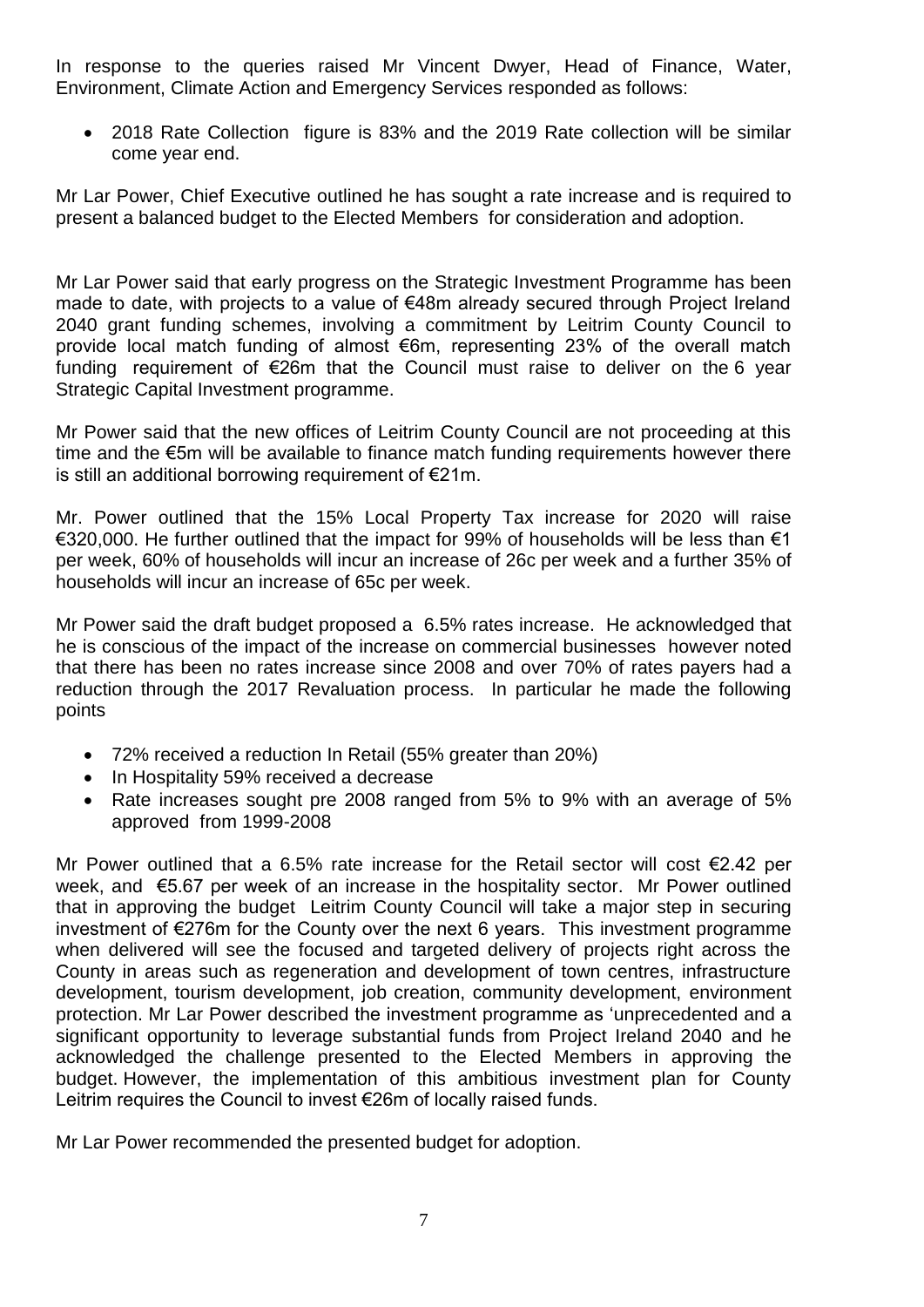In response to the queries raised Mr Vincent Dwyer, Head of Finance, Water, Environment, Climate Action and Emergency Services responded as follows:

- 2018 Rate Collection figure is 83% and the 2019 Rate collection will be similar come year end.

Mr Lar Power, Chief Executive outlined he has sought a rate increase and is required to present a balanced budget to the Elected Members for consideration and adoption.

Mr Lar Power said that early progress on the Strategic Investment Programme has been made to date, with projects to a value of €48m already secured through Project Ireland 2040 grant funding schemes, involving a commitment by Leitrim County Council to provide local match funding of almost €6m, representing 23% of the overall match funding requirement of €26m that the Council must raise to deliver on the 6 year Strategic Capital Investment programme.

Mr Power said that the new offices of Leitrim County Council are not proceeding at this time and the €5m will be available to finance match funding requirements however there is still an additional borrowing requirement of €21m.

Mr. Power outlined that the 15% Local Property Tax increase for 2020 will raise €320,000. He further outlined that the impact for 99% of households will be less than €1 per week, 60% of households will incur an increase of 26c per week and a further 35% of households will incur an increase of 65c per week.

Mr Power said the draft budget proposed a 6.5% rates increase. He acknowledged that he is conscious of the impact of the increase on commercial businesses however noted that there has been no rates increase since 2008 and over 70% of rates payers had a reduction through the 2017 Revaluation process. In particular he made the following points

- 72% received a reduction In Retail (55% greater than 20%)
- In Hospitality 59% received a decrease
- Rate increases sought pre 2008 ranged from 5% to 9% with an average of 5% approved from 1999-2008

Mr Power outlined that a 6.5% rate increase for the Retail sector will cost €2.42 per week, and €5.67 per week of an increase in the hospitality sector. Mr Power outlined that in approving the budget Leitrim County Council will take a major step in securing investment of €276m for the County over the next 6 years. This investment programme when delivered will see the focused and targeted delivery of projects right across the County in areas such as regeneration and development of town centres, infrastructure development, tourism development, job creation, community development, environment protection. Mr Lar Power described the investment programme as 'unprecedented and a significant opportunity to leverage substantial funds from Project Ireland 2040 and he acknowledged the challenge presented to the Elected Members in approving the budget. However, the implementation of this ambitious investment plan for County Leitrim requires the Council to invest €26m of locally raised funds.

Mr Lar Power recommended the presented budget for adoption.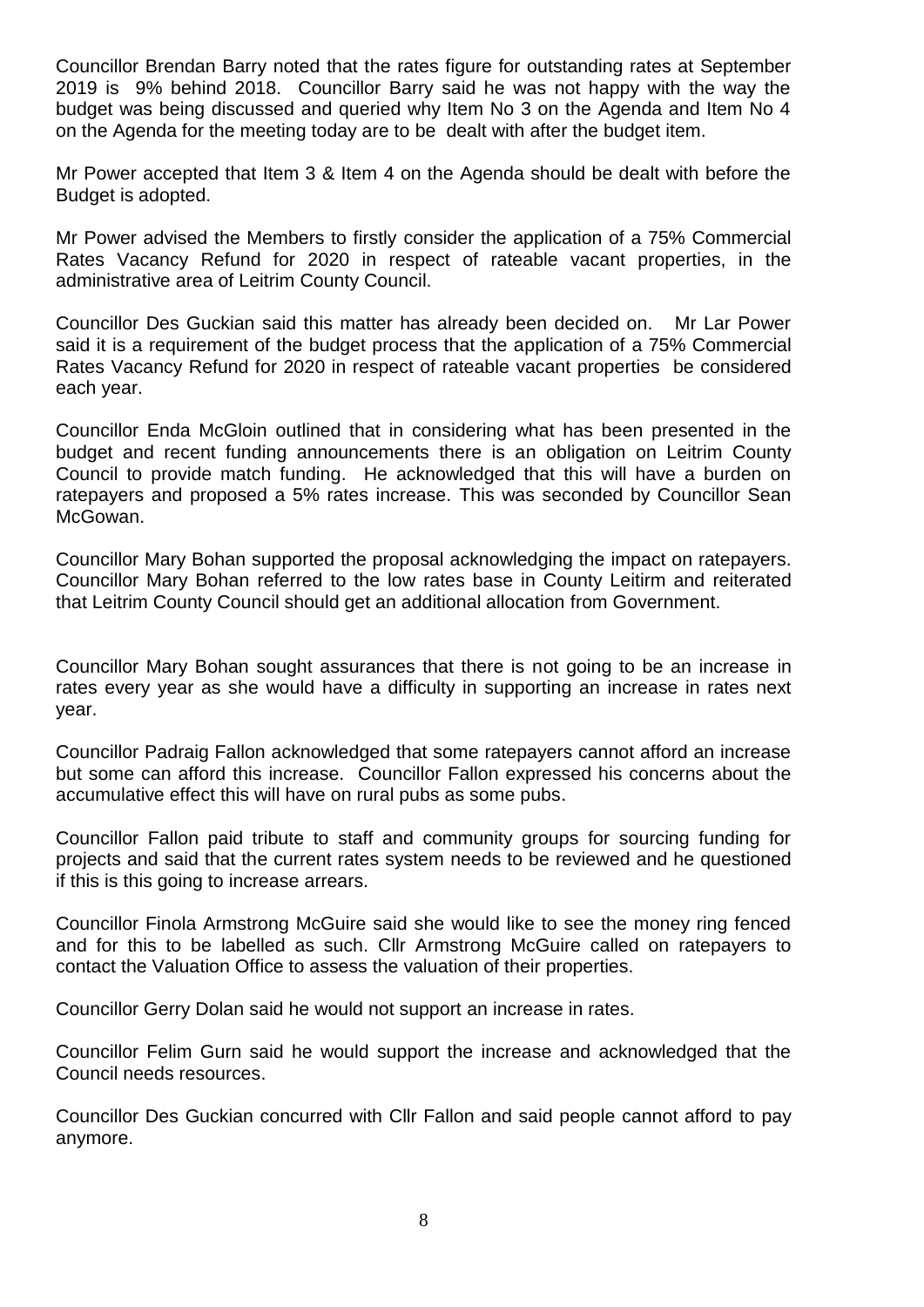Councillor Brendan Barry noted that the rates figure for outstanding rates at September 2019 is 9% behind 2018. Councillor Barry said he was not happy with the way the budget was being discussed and queried why Item No 3 on the Agenda and Item No 4 on the Agenda for the meeting today are to be dealt with after the budget item.

Mr Power accepted that Item 3 & Item 4 on the Agenda should be dealt with before the Budget is adopted.

Mr Power advised the Members to firstly consider the application of a 75% Commercial Rates Vacancy Refund for 2020 in respect of rateable vacant properties, in the administrative area of Leitrim County Council.

Councillor Des Guckian said this matter has already been decided on. Mr Lar Power said it is a requirement of the budget process that the application of a 75% Commercial Rates Vacancy Refund for 2020 in respect of rateable vacant properties be considered each year.

Councillor Enda McGloin outlined that in considering what has been presented in the budget and recent funding announcements there is an obligation on Leitrim County Council to provide match funding. He acknowledged that this will have a burden on ratepayers and proposed a 5% rates increase. This was seconded by Councillor Sean McGowan.

Councillor Mary Bohan supported the proposal acknowledging the impact on ratepayers. Councillor Mary Bohan referred to the low rates base in County Leitirm and reiterated that Leitrim County Council should get an additional allocation from Government.

Councillor Mary Bohan sought assurances that there is not going to be an increase in rates every year as she would have a difficulty in supporting an increase in rates next year.

Councillor Padraig Fallon acknowledged that some ratepayers cannot afford an increase but some can afford this increase. Councillor Fallon expressed his concerns about the accumulative effect this will have on rural pubs as some pubs.

Councillor Fallon paid tribute to staff and community groups for sourcing funding for projects and said that the current rates system needs to be reviewed and he questioned if this is this going to increase arrears.

Councillor Finola Armstrong McGuire said she would like to see the money ring fenced and for this to be labelled as such. Cllr Armstrong McGuire called on ratepayers to contact the Valuation Office to assess the valuation of their properties.

Councillor Gerry Dolan said he would not support an increase in rates.

Councillor Felim Gurn said he would support the increase and acknowledged that the Council needs resources.

Councillor Des Guckian concurred with Cllr Fallon and said people cannot afford to pay anymore.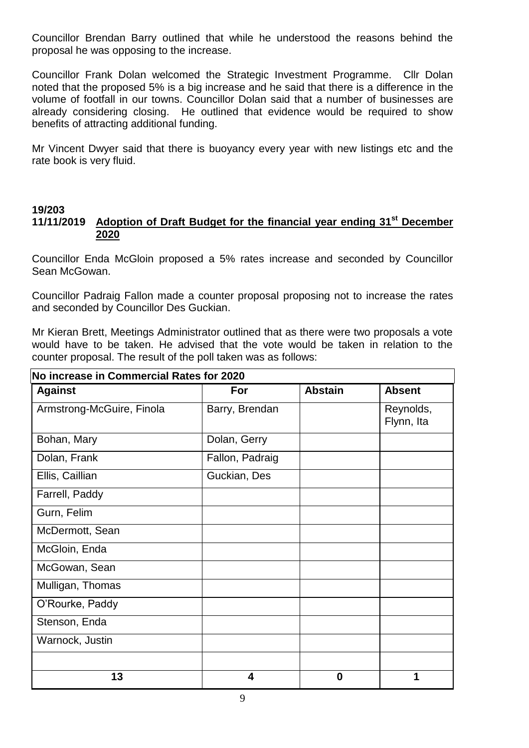Councillor Brendan Barry outlined that while he understood the reasons behind the proposal he was opposing to the increase.

Councillor Frank Dolan welcomed the Strategic Investment Programme. Cllr Dolan noted that the proposed 5% is a big increase and he said that there is a difference in the volume of footfall in our towns. Councillor Dolan said that a number of businesses are already considering closing. He outlined that evidence would be required to show benefits of attracting additional funding.

Mr Vincent Dwyer said that there is buoyancy every year with new listings etc and the rate book is very fluid.

**19/203**
**11/11/2019** **Adoption of Draft Budget for the financial year ending 31st December 2020**

Councillor Enda McGloin proposed a 5% rates increase and seconded by Councillor Sean McGowan.

Councillor Padraig Fallon made a counter proposal proposing not to increase the rates and seconded by Councillor Des Guckian.

Mr Kieran Brett, Meetings Administrator outlined that as there were two proposals a vote would have to be taken. He advised that the vote would be taken in relation to the counter proposal. The result of the poll taken was as follows:

| No increase in Commercial Rates for 2020 | | | |
|---|---|---|---|
| **Against** | **For** | **Abstain** | **Absent** |
| Armstrong-McGuire, Finola | Barry, Brendan | | Reynolds, Flynn, Ita |
| Bohan, Mary | Dolan, Gerry | | |
| Dolan, Frank | Fallon, Padraig | | |
| Ellis, Caillian | Guckian, Des | | |
| Farrell, Paddy | | | |
| Gurn, Felim | | | |
| McDermott, Sean | | | |
| McGloin, Enda | | | |
| McGowan, Sean | | | |
| Mulligan, Thomas | | | |
| O'Rourke, Paddy | | | |
| Stenson, Enda | | | |
| Warnock, Justin | | | |
| | | | |
| **13** | **4** | **0** | **1** |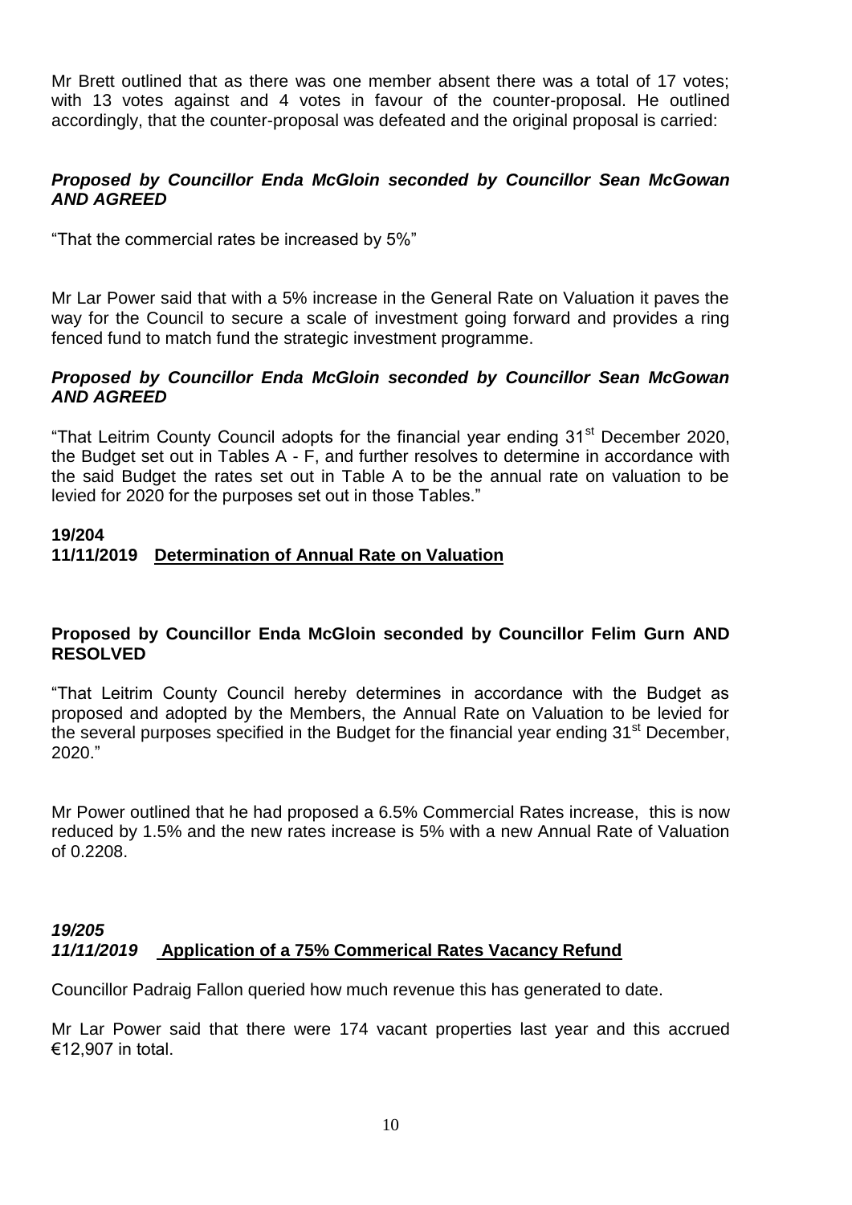Mr Brett outlined that as there was one member absent there was a total of 17 votes; with 13 votes against and 4 votes in favour of the counter-proposal. He outlined accordingly, that the counter-proposal was defeated and the original proposal is carried:

***Proposed by Councillor Enda McGloin seconded by Councillor Sean McGowan AND AGREED***

"That the commercial rates be increased by 5%"

Mr Lar Power said that with a 5% increase in the General Rate on Valuation it paves the way for the Council to secure a scale of investment going forward and provides a ring fenced fund to match fund the strategic investment programme.

***Proposed by Councillor Enda McGloin seconded by Councillor Sean McGowan AND AGREED***

"That Leitrim County Council adopts for the financial year ending 31st December 2020, the Budget set out in Tables A - F, and further resolves to determine in accordance with the said Budget the rates set out in Table A to be the annual rate on valuation to be levied for 2020 for the purposes set out in those Tables."

**19/204**
**11/11/2019 <u>Determination of Annual Rate on Valuation</u>**

**Proposed by Councillor Enda McGloin seconded by Councillor Felim Gurn AND RESOLVED**

"That Leitrim County Council hereby determines in accordance with the Budget as proposed and adopted by the Members, the Annual Rate on Valuation to be levied for the several purposes specified in the Budget for the financial year ending 31st December, 2020."

Mr Power outlined that he had proposed a 6.5% Commercial Rates increase, this is now reduced by 1.5% and the new rates increase is 5% with a new Annual Rate of Valuation of 0.2208.

***19/205***
***11/11/2019*** **<u>Application of a 75% Commerical Rates Vacancy Refund</u>**

Councillor Padraig Fallon queried how much revenue this has generated to date.

Mr Lar Power said that there were 174 vacant properties last year and this accrued €12,907 in total.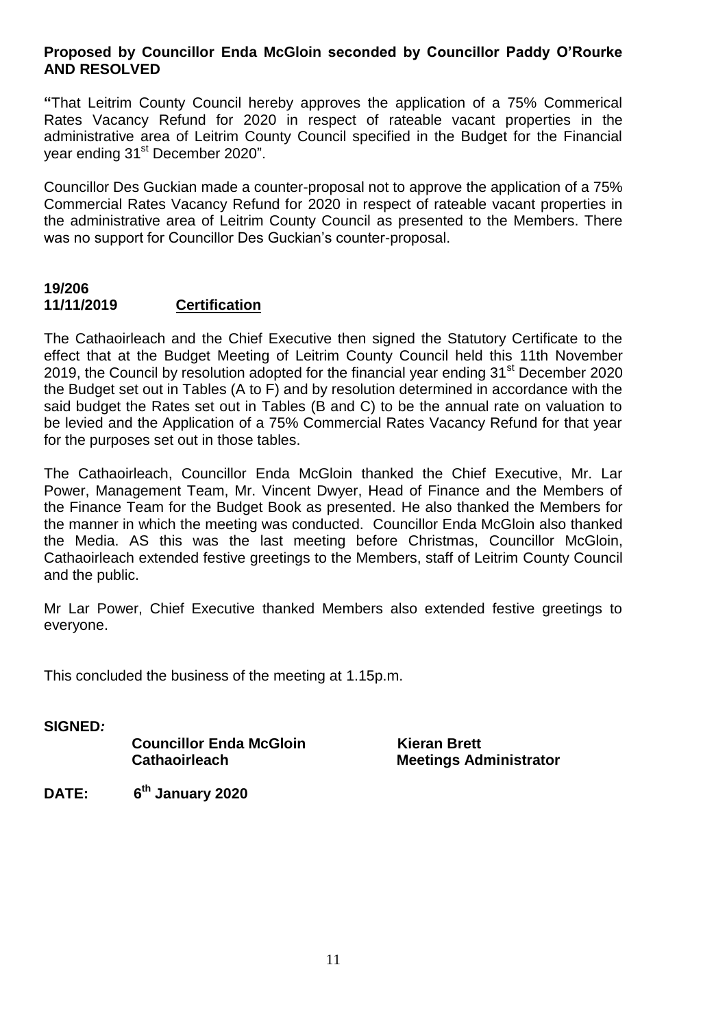**Proposed by Councillor Enda McGloin seconded by Councillor Paddy O'Rourke AND RESOLVED**

**"**That Leitrim County Council hereby approves the application of a 75% Commerical Rates Vacancy Refund for 2020 in respect of rateable vacant properties in the administrative area of Leitrim County Council specified in the Budget for the Financial year ending 31st December 2020".

Councillor Des Guckian made a counter-proposal not to approve the application of a 75% Commercial Rates Vacancy Refund for 2020 in respect of rateable vacant properties in the administrative area of Leitrim County Council as presented to the Members. There was no support for Councillor Des Guckian's counter-proposal.

**19/206**
**11/11/2019** **Certification**

The Cathaoirleach and the Chief Executive then signed the Statutory Certificate to the effect that at the Budget Meeting of Leitrim County Council held this 11th November 2019, the Council by resolution adopted for the financial year ending 31st December 2020 the Budget set out in Tables (A to F) and by resolution determined in accordance with the said budget the Rates set out in Tables (B and C) to be the annual rate on valuation to be levied and the Application of a 75% Commercial Rates Vacancy Refund for that year for the purposes set out in those tables.

The Cathaoirleach, Councillor Enda McGloin thanked the Chief Executive, Mr. Lar Power, Management Team, Mr. Vincent Dwyer, Head of Finance and the Members of the Finance Team for the Budget Book as presented. He also thanked the Members for the manner in which the meeting was conducted. Councillor Enda McGloin also thanked the Media. AS this was the last meeting before Christmas, Councillor McGloin, Cathaoirleach extended festive greetings to the Members, staff of Leitrim County Council and the public.

Mr Lar Power, Chief Executive thanked Members also extended festive greetings to everyone.

This concluded the business of the meeting at 1.15p.m.

**SIGNED*:***

**Councillor Enda McGloin** — **Cathaoirleach**

**Kieran Brett** — **Meetings Administrator**

**DATE:** **6th January 2020**